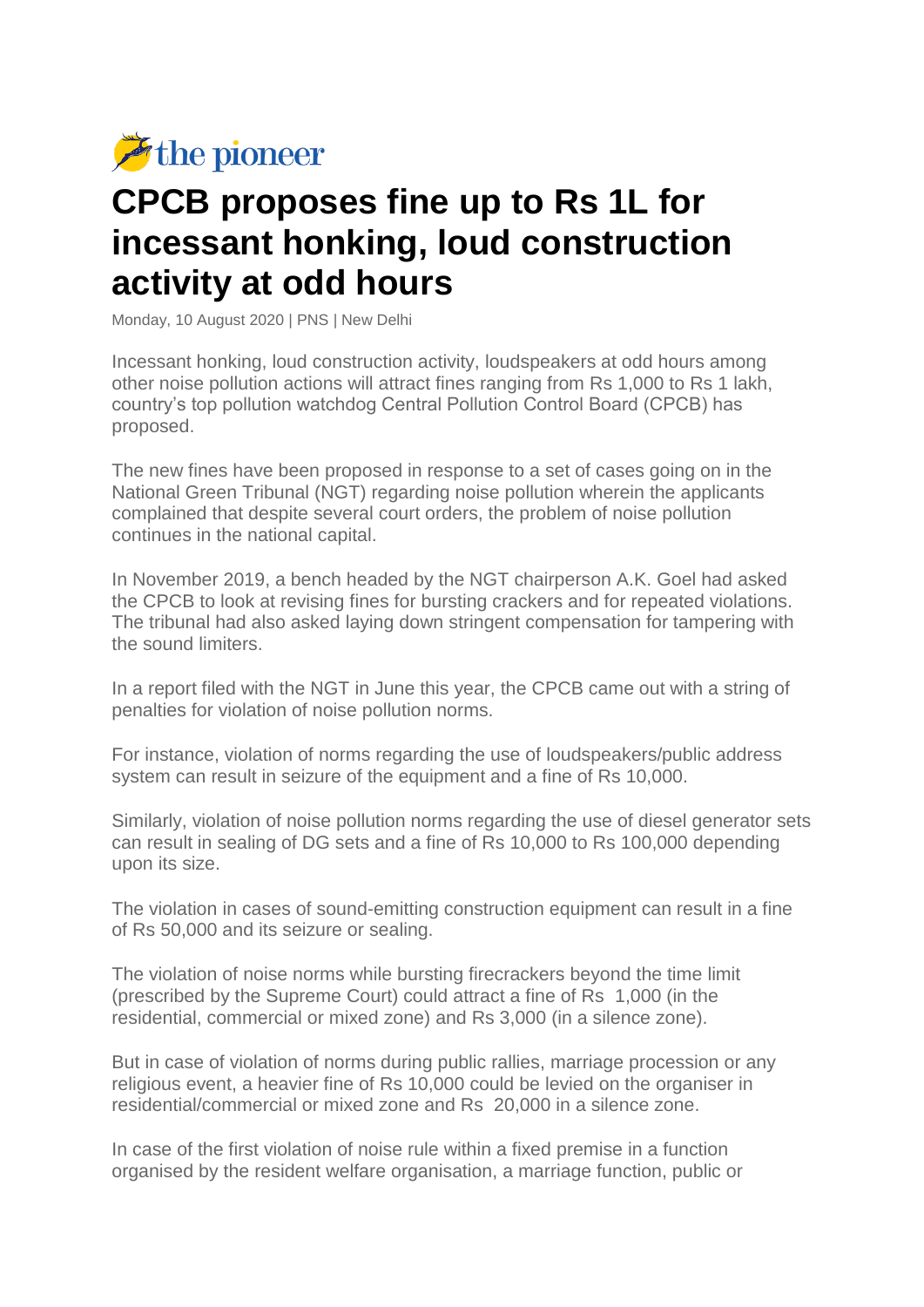the pioneer

# CPCB proposes fine up to Rs 1L for incessant honking, loud construction activity at odd hours

Monday, 10 August 2020 | PNS | New Delhi

Incessant honking, loud construction activity, loudspeakers at odd hours among other noise pollution actions will attract fines ranging from Rs 1,000 to Rs 1 lakh, country's top pollution watchdog Central Pollution Control Board (CPCB) has proposed.

The new fines have been proposed in response to a set of cases going on in the National Green Tribunal (NGT) regarding noise pollution wherein the applicants complained that despite several court orders, the problem of noise pollution continues in the national capital.

In November 2019, a bench headed by the NGT chairperson A.K. Goel had asked the CPCB to look at revising fines for bursting crackers and for repeated violations. The tribunal had also asked laying down stringent compensation for tampering with the sound limiters.

In a report filed with the NGT in June this year, the CPCB came out with a string of penalties for violation of noise pollution norms.

For instance, violation of norms regarding the use of loudspeakers/public address system can result in seizure of the equipment and a fine of Rs 10,000.

Similarly, violation of noise pollution norms regarding the use of diesel generator sets can result in sealing of DG sets and a fine of Rs 10,000 to Rs 100,000 depending upon its size.

The violation in cases of sound-emitting construction equipment can result in a fine of Rs 50,000 and its seizure or sealing.

The violation of noise norms while bursting firecrackers beyond the time limit (prescribed by the Supreme Court) could attract a fine of Rs 1,000 (in the residential, commercial or mixed zone) and Rs 3,000 (in a silence zone).

But in case of violation of norms during public rallies, marriage procession or any religious event, a heavier fine of Rs 10,000 could be levied on the organiser in residential/commercial or mixed zone and Rs 20,000 in a silence zone.

In case of the first violation of noise rule within a fixed premise in a function organised by the resident welfare organisation, a marriage function, public or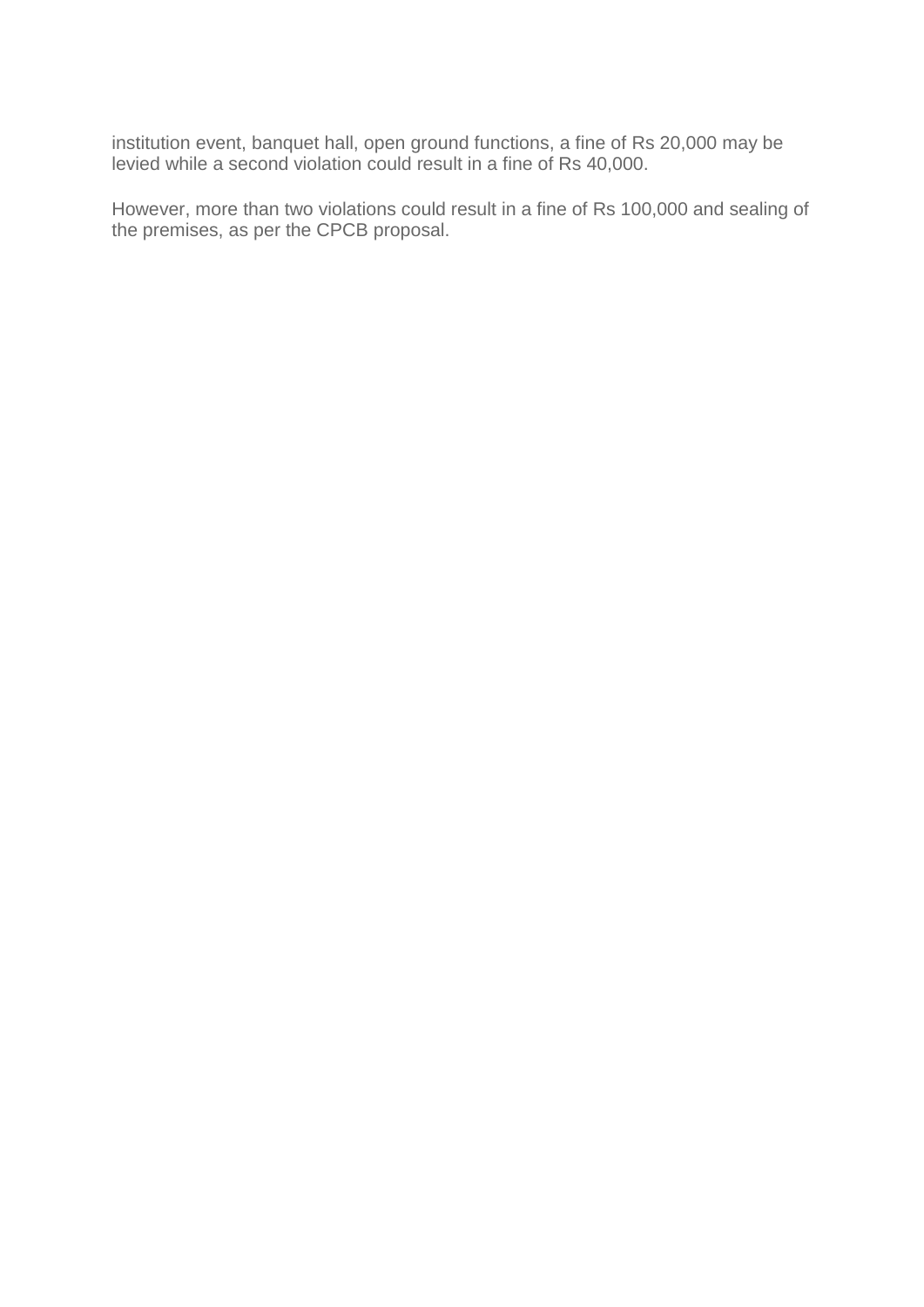institution event, banquet hall, open ground functions, a fine of Rs 20,000 may be levied while a second violation could result in a fine of Rs 40,000.

However, more than two violations could result in a fine of Rs 100,000 and sealing of the premises, as per the CPCB proposal.